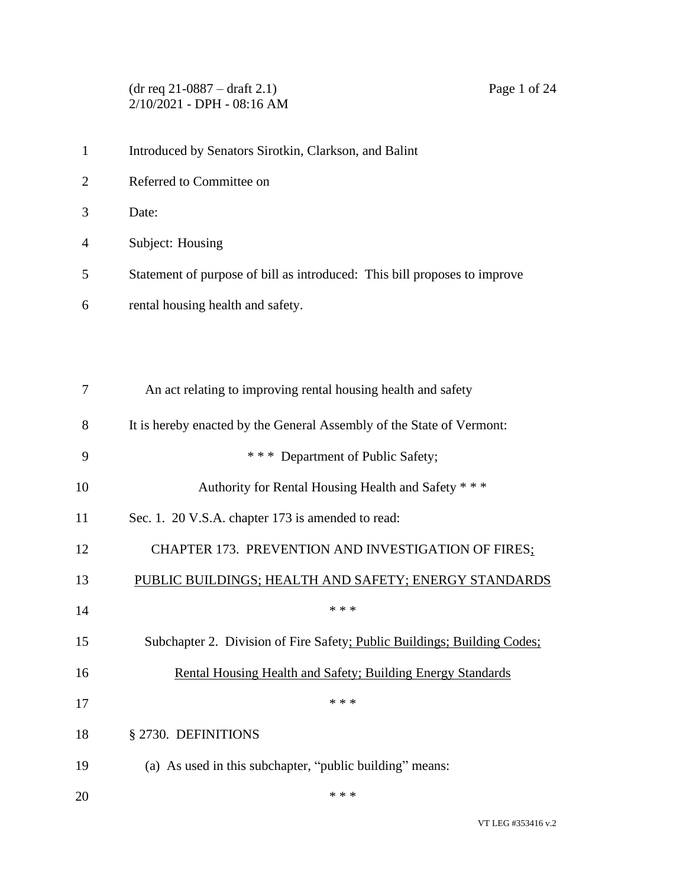Introduced by Senators Sirotkin, Clarkson, and Balint

Referred to Committee on

Date:

Subject: Housing

Statement of purpose of bill as introduced: This bill proposes to improve rental housing health and safety.

An act relating to improving rental housing health and safety

It is hereby enacted by the General Assembly of the State of Vermont:

\* \* \* Department of Public Safety;
Authority for Rental Housing Health and Safety \* \* \*

Sec. 1. 20 V.S.A. chapter 173 is amended to read:

CHAPTER 173. PREVENTION AND INVESTIGATION OF FIRES; PUBLIC BUILDINGS; HEALTH AND SAFETY; ENERGY STANDARDS

\* \* \*

Subchapter 2. Division of Fire Safety; Public Buildings; Building Codes; Rental Housing Health and Safety; Building Energy Standards

\* \* \*

§ 2730. DEFINITIONS

(a) As used in this subchapter, "public building" means:

\* \* \*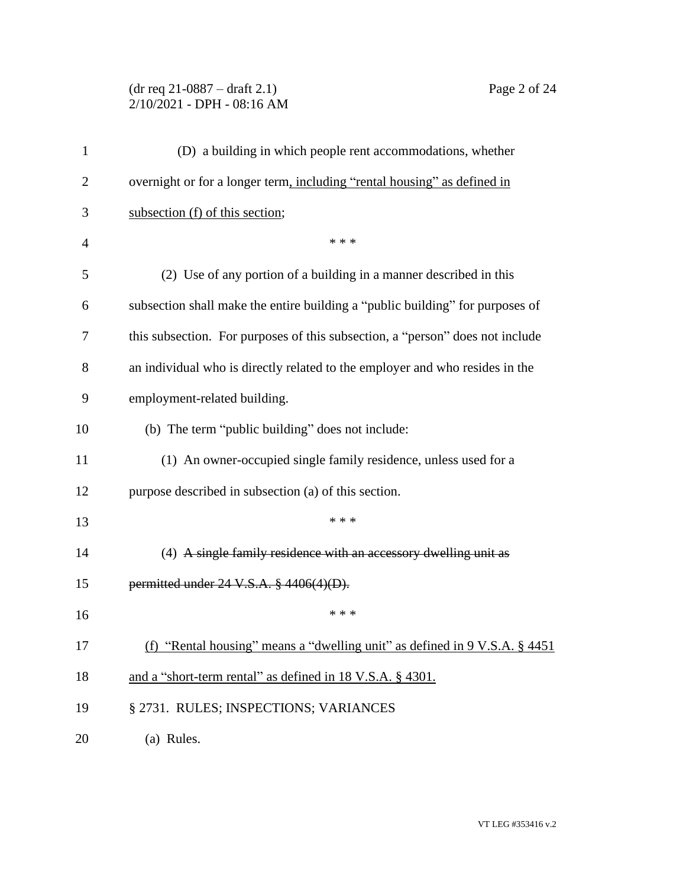(D) a building in which people rent accommodations, whether overnight or for a longer term<u>, including "rental housing" as defined in subsection (f) of this section</u>;

\* \* \*

(2) Use of any portion of a building in a manner described in this subsection shall make the entire building a "public building" for purposes of this subsection. For purposes of this subsection, a "person" does not include an individual who is directly related to the employer and who resides in the employment-related building.

(b) The term "public building" does not include:

(1) An owner-occupied single family residence, unless used for a purpose described in subsection (a) of this section.

\* \* \*

(4) ~~A single family residence with an accessory dwelling unit as permitted under 24 V.S.A. § 4406(4)(D).~~

\* \* \*

<u>(f) "Rental housing" means a "dwelling unit" as defined in 9 V.S.A. § 4451 and a "short-term rental" as defined in 18 V.S.A. § 4301.</u>

§ 2731. RULES; INSPECTIONS; VARIANCES

(a) Rules.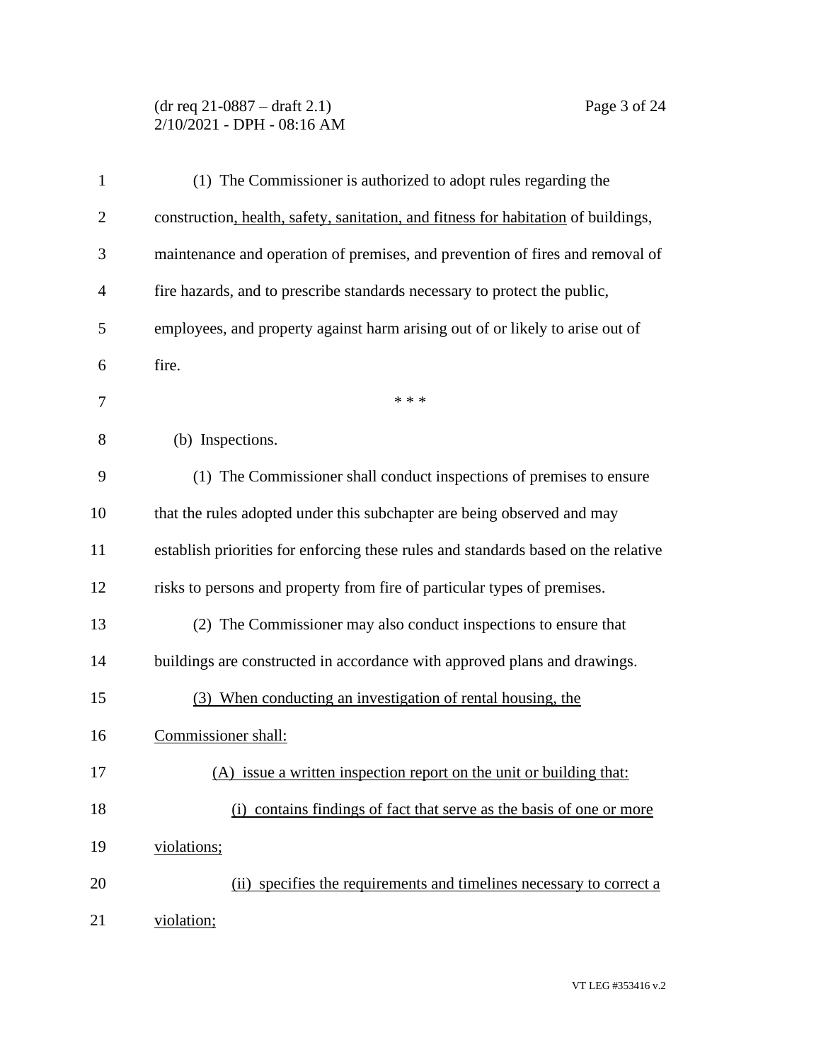(1) The Commissioner is authorized to adopt rules regarding the construction, health, safety, sanitation, and fitness for habitation of buildings, maintenance and operation of premises, and prevention of fires and removal of fire hazards, and to prescribe standards necessary to protect the public, employees, and property against harm arising out of or likely to arise out of fire.

\* \* \*

(b) Inspections.

(1) The Commissioner shall conduct inspections of premises to ensure that the rules adopted under this subchapter are being observed and may establish priorities for enforcing these rules and standards based on the relative risks to persons and property from fire of particular types of premises.

(2) The Commissioner may also conduct inspections to ensure that buildings are constructed in accordance with approved plans and drawings.

(3) When conducting an investigation of rental housing, the Commissioner shall:

(A) issue a written inspection report on the unit or building that:

(i) contains findings of fact that serve as the basis of one or more violations;

(ii) specifies the requirements and timelines necessary to correct a violation;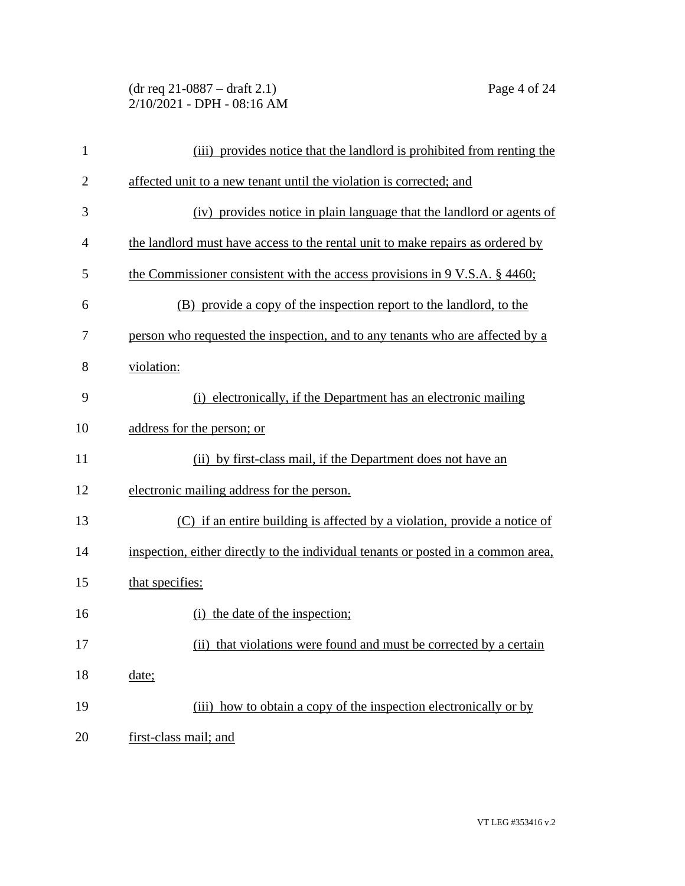(iii) provides notice that the landlord is prohibited from renting the affected unit to a new tenant until the violation is corrected; and

(iv) provides notice in plain language that the landlord or agents of the landlord must have access to the rental unit to make repairs as ordered by the Commissioner consistent with the access provisions in 9 V.S.A. § 4460;

(B) provide a copy of the inspection report to the landlord, to the person who requested the inspection, and to any tenants who are affected by a violation:

(i) electronically, if the Department has an electronic mailing address for the person; or

(ii) by first-class mail, if the Department does not have an electronic mailing address for the person.

(C) if an entire building is affected by a violation, provide a notice of inspection, either directly to the individual tenants or posted in a common area, that specifies:

(i) the date of the inspection;

(ii) that violations were found and must be corrected by a certain date;

(iii) how to obtain a copy of the inspection electronically or by first-class mail; and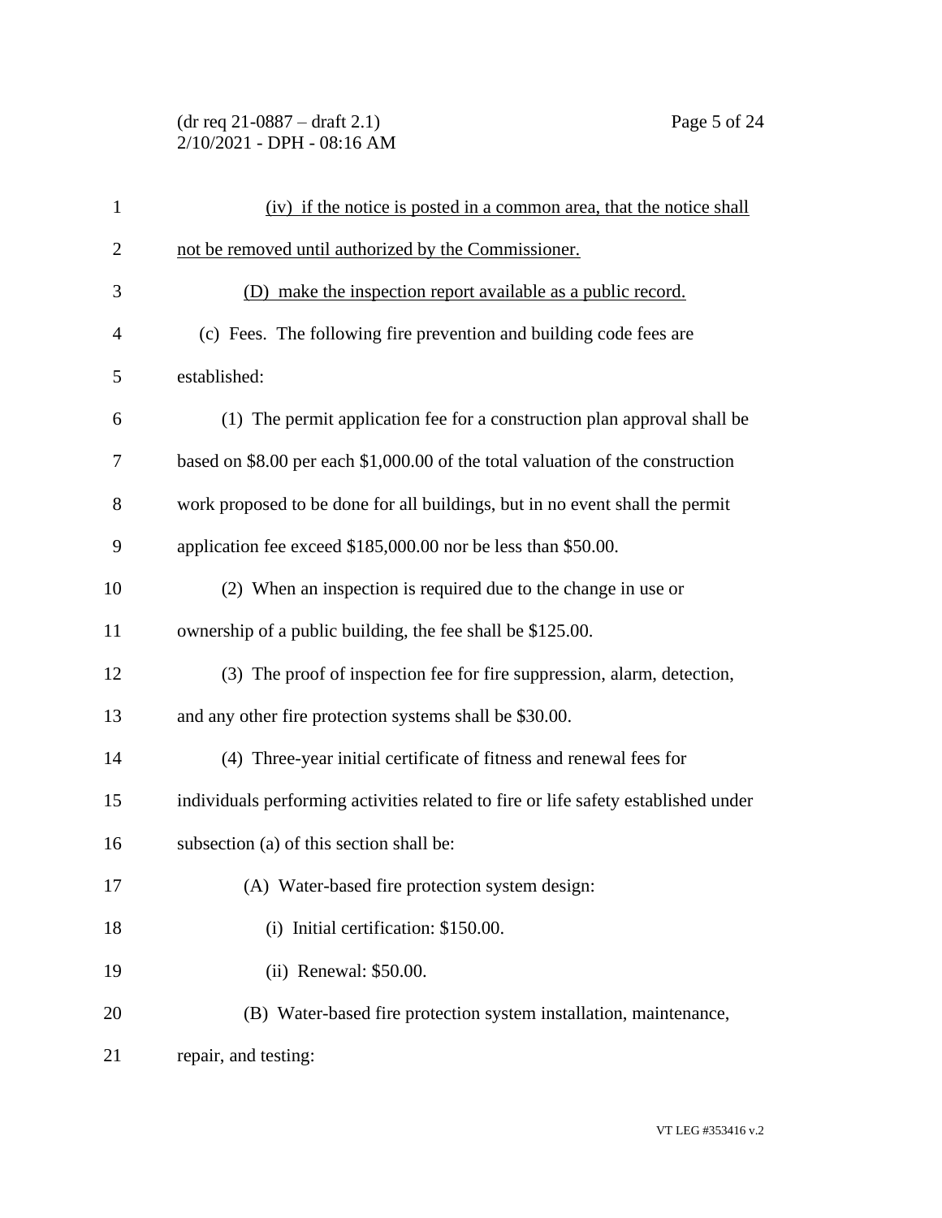(iv) if the notice is posted in a common area, that the notice shall not be removed until authorized by the Commissioner.

(D) make the inspection report available as a public record.

(c) Fees. The following fire prevention and building code fees are established:

(1) The permit application fee for a construction plan approval shall be based on $8.00 per each $1,000.00 of the total valuation of the construction work proposed to be done for all buildings, but in no event shall the permit application fee exceed $185,000.00 nor be less than $50.00.

(2) When an inspection is required due to the change in use or ownership of a public building, the fee shall be $125.00.

(3) The proof of inspection fee for fire suppression, alarm, detection, and any other fire protection systems shall be $30.00.

(4) Three-year initial certificate of fitness and renewal fees for individuals performing activities related to fire or life safety established under subsection (a) of this section shall be:

(A) Water-based fire protection system design:

(i) Initial certification: $150.00.

(ii) Renewal: $50.00.

(B) Water-based fire protection system installation, maintenance, repair, and testing: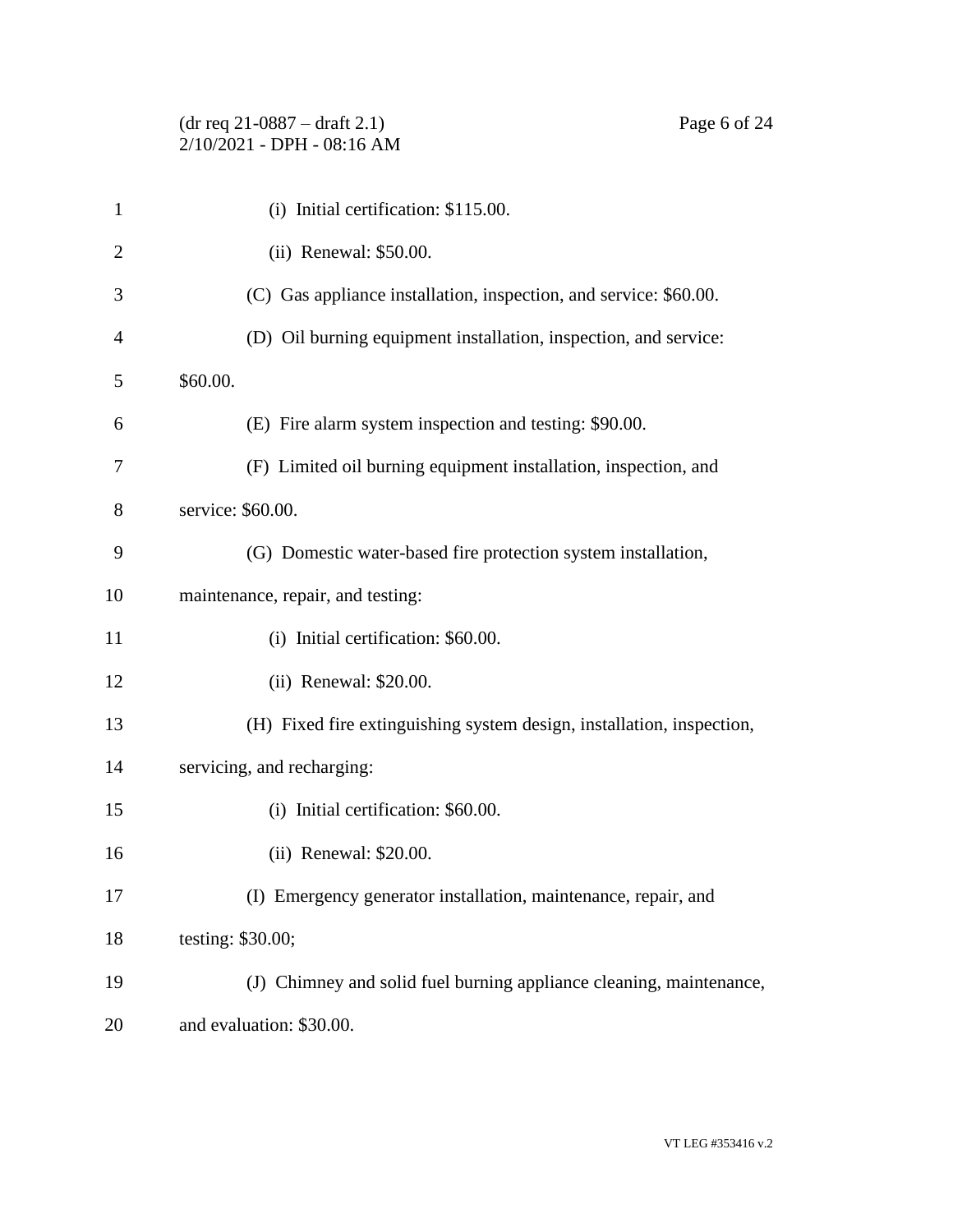(i) Initial certification: $115.00.

(ii) Renewal: $50.00.

(C) Gas appliance installation, inspection, and service: $60.00.

(D) Oil burning equipment installation, inspection, and service: $60.00.

(E) Fire alarm system inspection and testing: $90.00.

(F) Limited oil burning equipment installation, inspection, and service: $60.00.

(G) Domestic water-based fire protection system installation, maintenance, repair, and testing:

(i) Initial certification: $60.00.

(ii) Renewal: $20.00.

(H) Fixed fire extinguishing system design, installation, inspection, servicing, and recharging:

(i) Initial certification: $60.00.

(ii) Renewal: $20.00.

(I) Emergency generator installation, maintenance, repair, and testing: $30.00;

(J) Chimney and solid fuel burning appliance cleaning, maintenance, and evaluation: $30.00.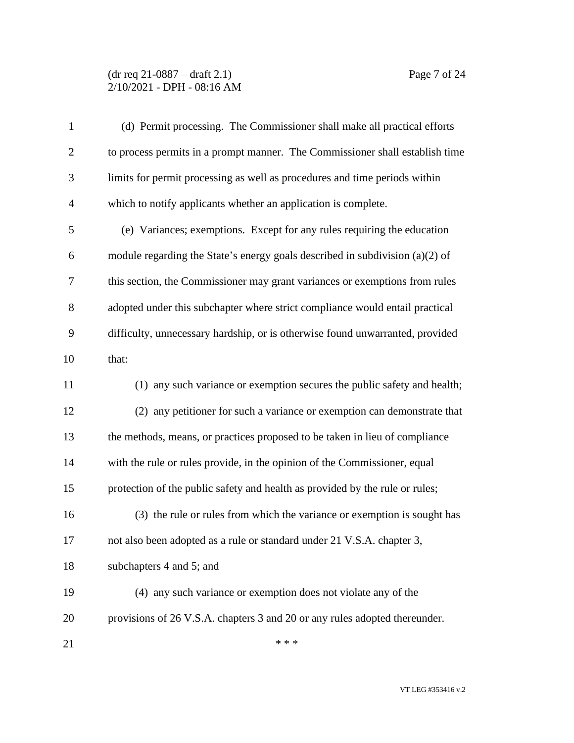(d) Permit processing. The Commissioner shall make all practical efforts to process permits in a prompt manner. The Commissioner shall establish time limits for permit processing as well as procedures and time periods within which to notify applicants whether an application is complete.

(e) Variances; exemptions. Except for any rules requiring the education module regarding the State's energy goals described in subdivision (a)(2) of this section, the Commissioner may grant variances or exemptions from rules adopted under this subchapter where strict compliance would entail practical difficulty, unnecessary hardship, or is otherwise found unwarranted, provided that:

(1) any such variance or exemption secures the public safety and health;

(2) any petitioner for such a variance or exemption can demonstrate that the methods, means, or practices proposed to be taken in lieu of compliance with the rule or rules provide, in the opinion of the Commissioner, equal protection of the public safety and health as provided by the rule or rules;

(3) the rule or rules from which the variance or exemption is sought has not also been adopted as a rule or standard under 21 V.S.A. chapter 3, subchapters 4 and 5; and

(4) any such variance or exemption does not violate any of the provisions of 26 V.S.A. chapters 3 and 20 or any rules adopted thereunder.

\* \* \*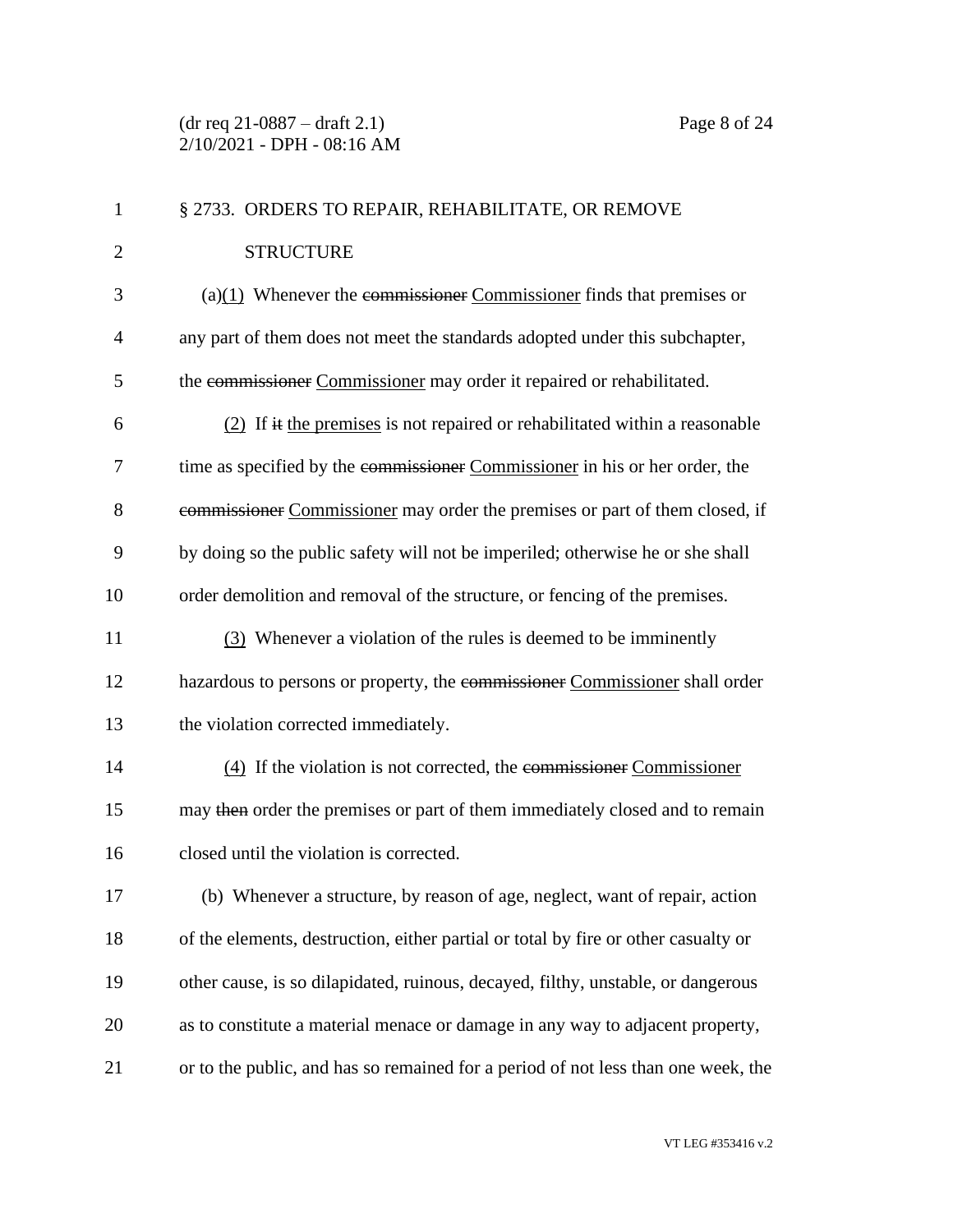§ 2733. ORDERS TO REPAIR, REHABILITATE, OR REMOVE STRUCTURE

(a)(1) Whenever the ~~commissioner~~ Commissioner finds that premises or any part of them does not meet the standards adopted under this subchapter, the ~~commissioner~~ Commissioner may order it repaired or rehabilitated.

(2) If ~~it~~ the premises is not repaired or rehabilitated within a reasonable time as specified by the ~~commissioner~~ Commissioner in his or her order, the ~~commissioner~~ Commissioner may order the premises or part of them closed, if by doing so the public safety will not be imperiled; otherwise he or she shall order demolition and removal of the structure, or fencing of the premises.

(3) Whenever a violation of the rules is deemed to be imminently hazardous to persons or property, the ~~commissioner~~ Commissioner shall order the violation corrected immediately.

(4) If the violation is not corrected, the ~~commissioner~~ Commissioner may ~~then~~ order the premises or part of them immediately closed and to remain closed until the violation is corrected.

(b) Whenever a structure, by reason of age, neglect, want of repair, action of the elements, destruction, either partial or total by fire or other casualty or other cause, is so dilapidated, ruinous, decayed, filthy, unstable, or dangerous as to constitute a material menace or damage in any way to adjacent property, or to the public, and has so remained for a period of not less than one week, the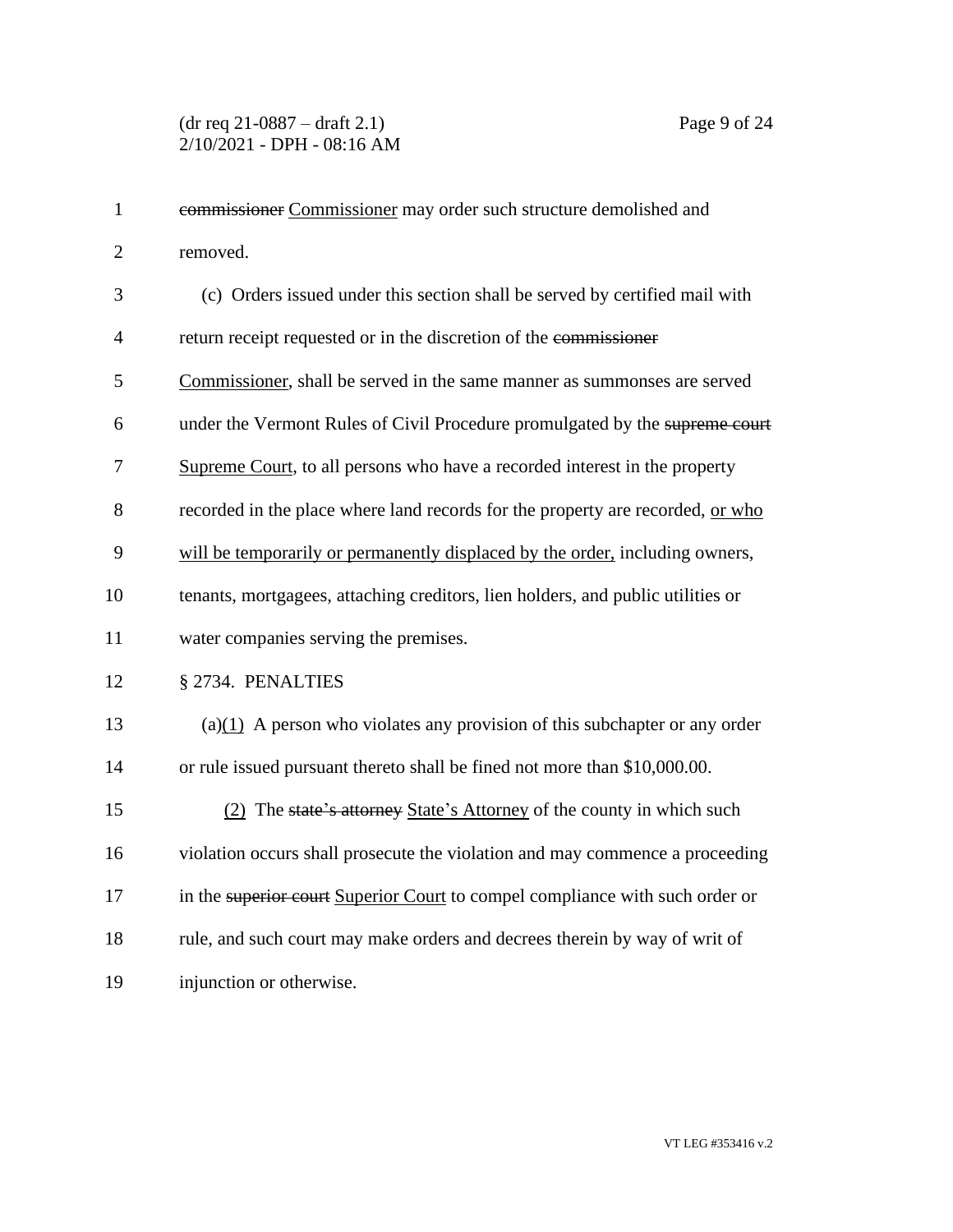~~commissioner~~ Commissioner may order such structure demolished and removed.

(c) Orders issued under this section shall be served by certified mail with return receipt requested or in the discretion of the ~~commissioner~~ Commissioner, shall be served in the same manner as summonses are served under the Vermont Rules of Civil Procedure promulgated by the ~~supreme court~~ Supreme Court, to all persons who have a recorded interest in the property recorded in the place where land records for the property are recorded, or who will be temporarily or permanently displaced by the order, including owners, tenants, mortgagees, attaching creditors, lien holders, and public utilities or water companies serving the premises.

§ 2734. PENALTIES

(a)(1) A person who violates any provision of this subchapter or any order or rule issued pursuant thereto shall be fined not more than $10,000.00.

(2) The ~~state's attorney~~ State's Attorney of the county in which such violation occurs shall prosecute the violation and may commence a proceeding in the ~~superior court~~ Superior Court to compel compliance with such order or rule, and such court may make orders and decrees therein by way of writ of injunction or otherwise.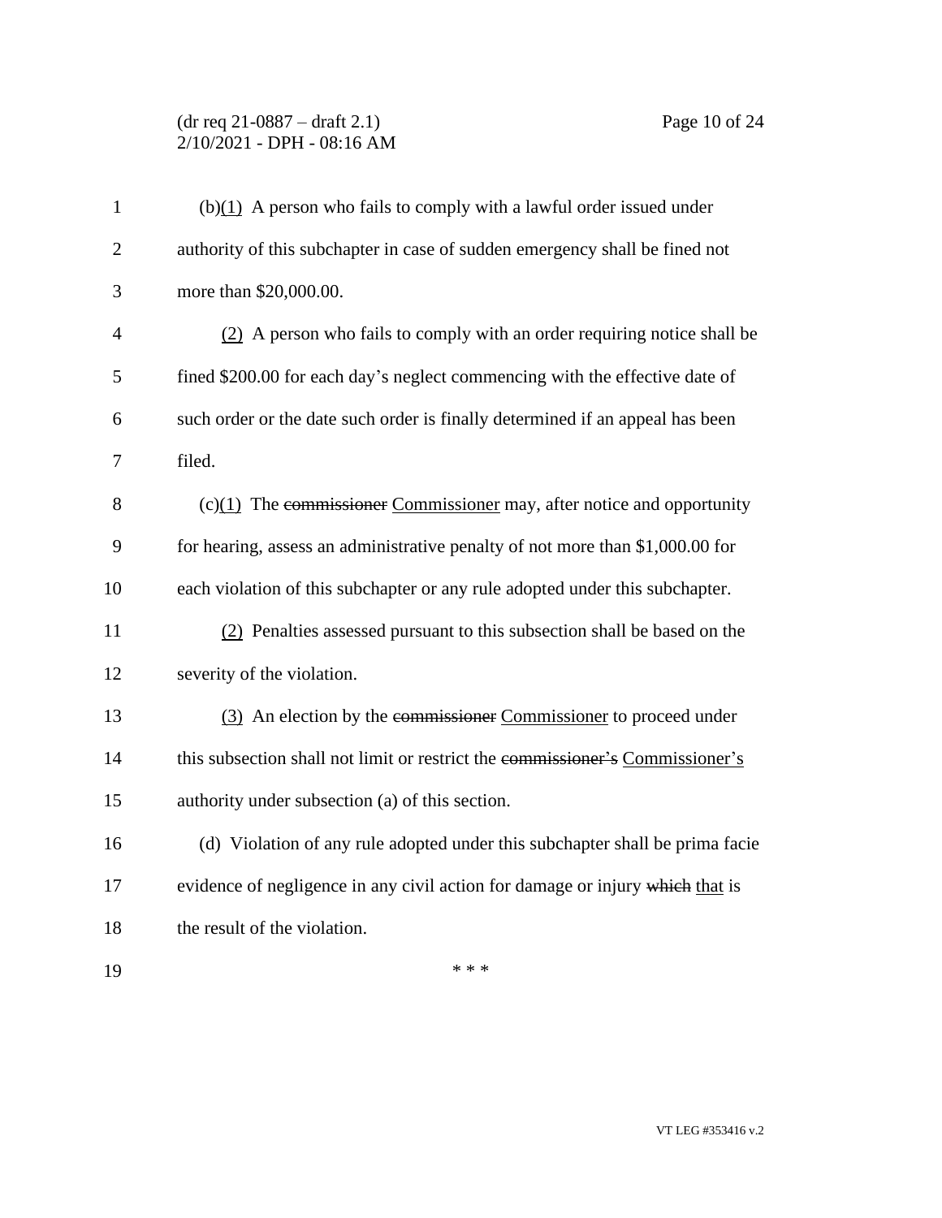(b)(1) A person who fails to comply with a lawful order issued under authority of this subchapter in case of sudden emergency shall be fined not more than $20,000.00.

(2) A person who fails to comply with an order requiring notice shall be fined $200.00 for each day's neglect commencing with the effective date of such order or the date such order is finally determined if an appeal has been filed.

(c)(1) The ~~commissioner~~ Commissioner may, after notice and opportunity for hearing, assess an administrative penalty of not more than $1,000.00 for each violation of this subchapter or any rule adopted under this subchapter.

(2) Penalties assessed pursuant to this subsection shall be based on the severity of the violation.

(3) An election by the ~~commissioner~~ Commissioner to proceed under this subsection shall not limit or restrict the ~~commissioner's~~ Commissioner's authority under subsection (a) of this section.

(d) Violation of any rule adopted under this subchapter shall be prima facie evidence of negligence in any civil action for damage or injury ~~which~~ that is the result of the violation.

\* \* \*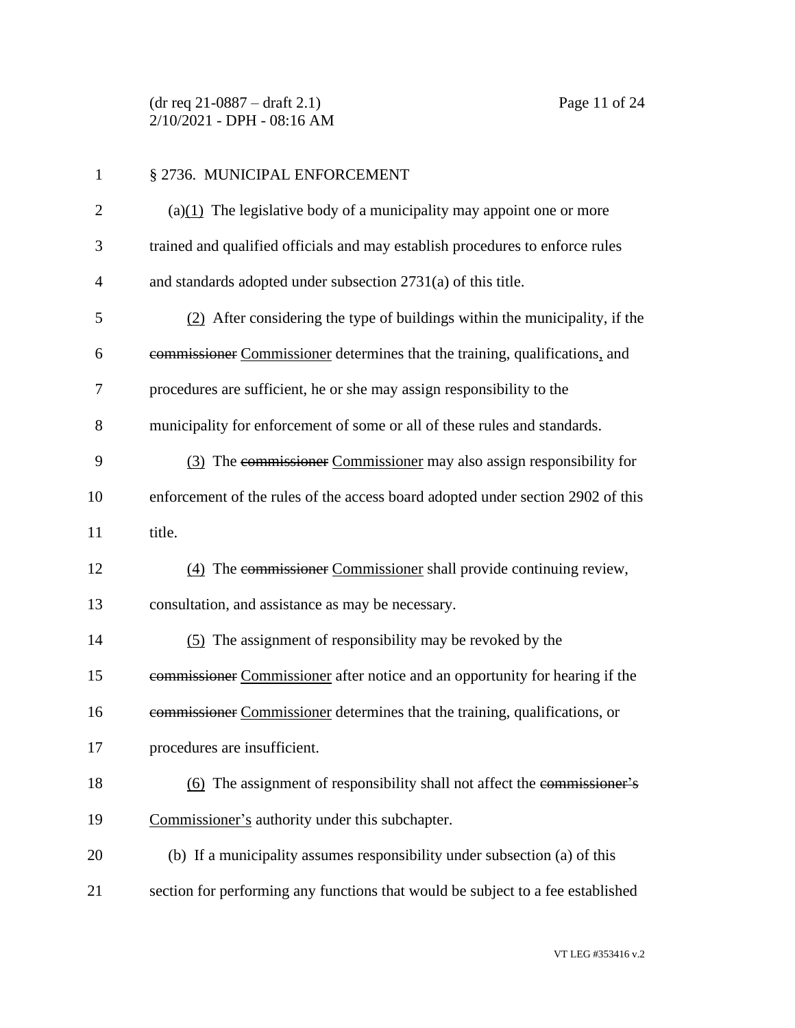§ 2736. MUNICIPAL ENFORCEMENT

(a)(1) The legislative body of a municipality may appoint one or more trained and qualified officials and may establish procedures to enforce rules and standards adopted under subsection 2731(a) of this title.

(2) After considering the type of buildings within the municipality, if the ~~commissioner~~ Commissioner determines that the training, qualifications, and procedures are sufficient, he or she may assign responsibility to the municipality for enforcement of some or all of these rules and standards.

(3) The ~~commissioner~~ Commissioner may also assign responsibility for enforcement of the rules of the access board adopted under section 2902 of this title.

(4) The ~~commissioner~~ Commissioner shall provide continuing review, consultation, and assistance as may be necessary.

(5) The assignment of responsibility may be revoked by the ~~commissioner~~ Commissioner after notice and an opportunity for hearing if the ~~commissioner~~ Commissioner determines that the training, qualifications, or procedures are insufficient.

(6) The assignment of responsibility shall not affect the ~~commissioner's~~ Commissioner's authority under this subchapter.

(b) If a municipality assumes responsibility under subsection (a) of this section for performing any functions that would be subject to a fee established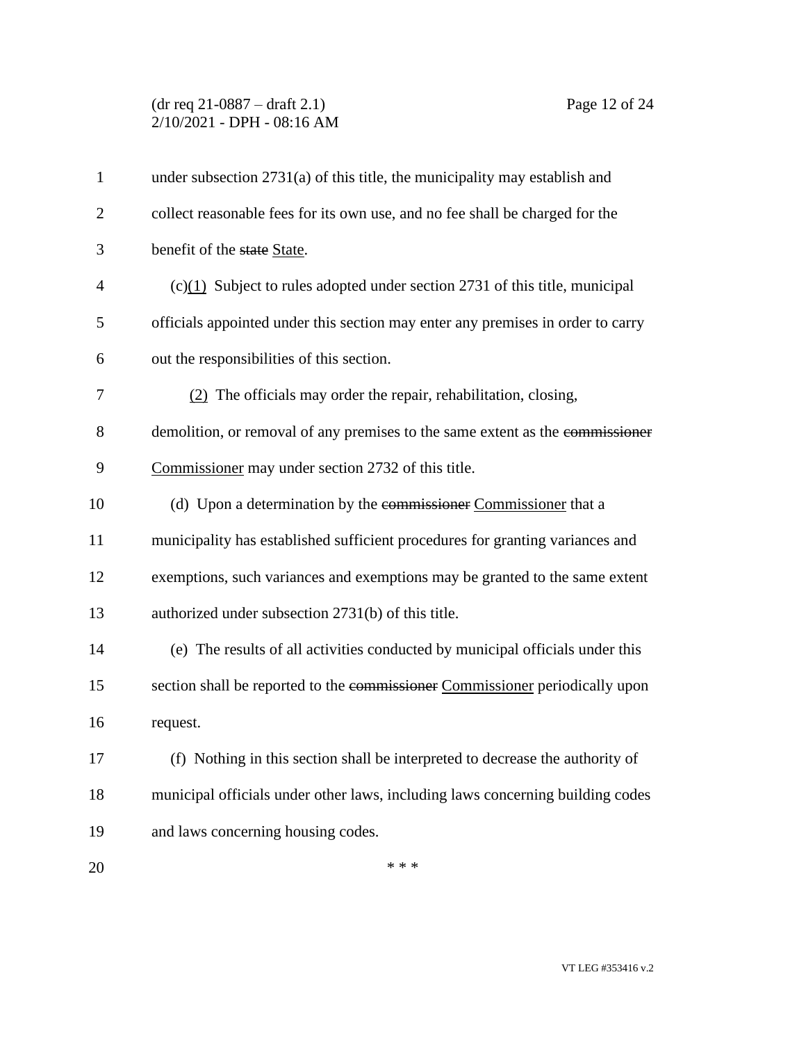under subsection 2731(a) of this title, the municipality may establish and collect reasonable fees for its own use, and no fee shall be charged for the benefit of the ~~state~~ State.

(c)(1) Subject to rules adopted under section 2731 of this title, municipal officials appointed under this section may enter any premises in order to carry out the responsibilities of this section.

(2) The officials may order the repair, rehabilitation, closing, demolition, or removal of any premises to the same extent as the ~~commissioner~~ Commissioner may under section 2732 of this title.

(d) Upon a determination by the ~~commissioner~~ Commissioner that a municipality has established sufficient procedures for granting variances and exemptions, such variances and exemptions may be granted to the same extent authorized under subsection 2731(b) of this title.

(e) The results of all activities conducted by municipal officials under this section shall be reported to the ~~commissioner~~ Commissioner periodically upon request.

(f) Nothing in this section shall be interpreted to decrease the authority of municipal officials under other laws, including laws concerning building codes and laws concerning housing codes.

\* \* \*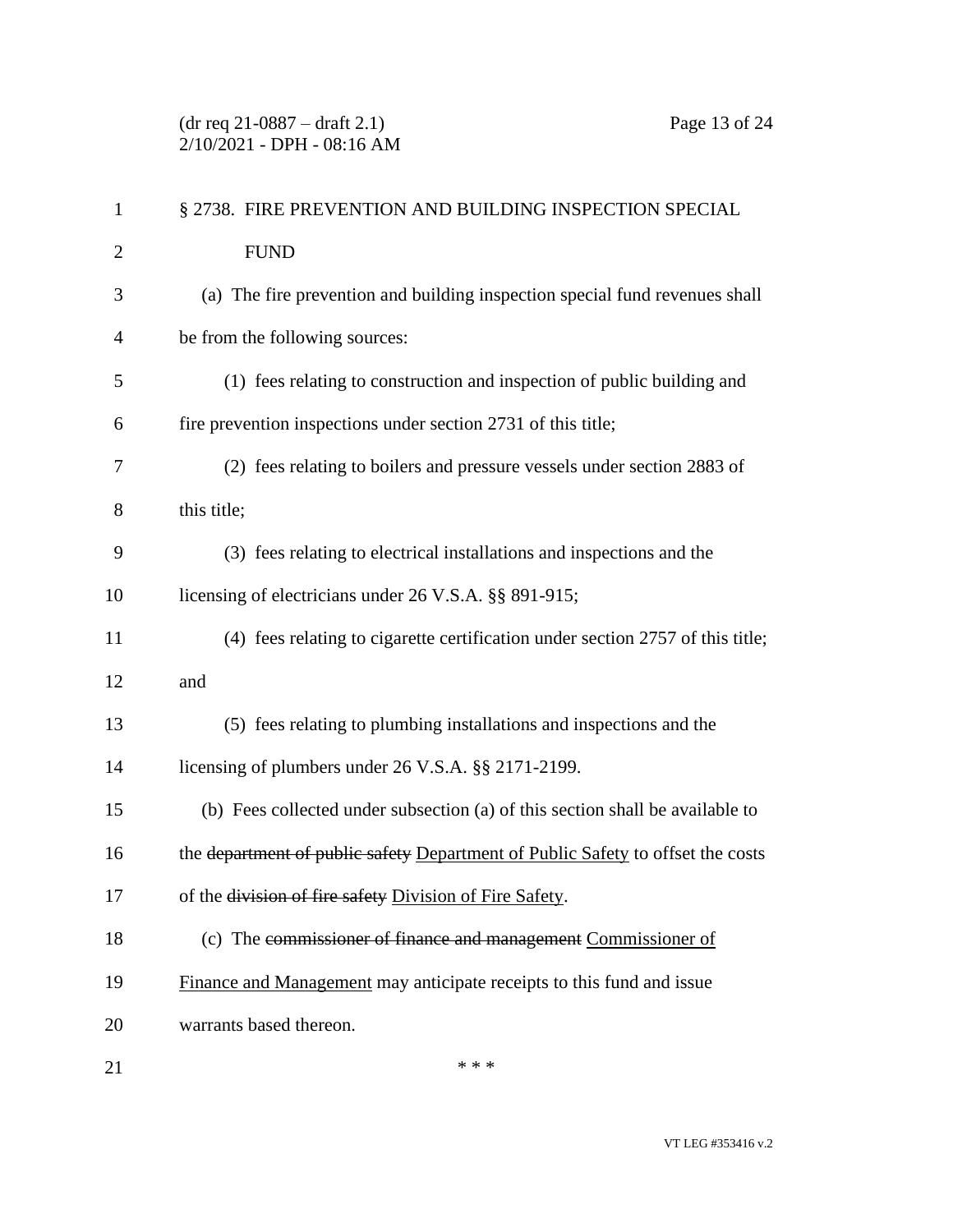§ 2738. FIRE PREVENTION AND BUILDING INSPECTION SPECIAL FUND

(a) The fire prevention and building inspection special fund revenues shall be from the following sources:

(1) fees relating to construction and inspection of public building and fire prevention inspections under section 2731 of this title;

(2) fees relating to boilers and pressure vessels under section 2883 of this title;

(3) fees relating to electrical installations and inspections and the licensing of electricians under 26 V.S.A. §§ 891-915;

(4) fees relating to cigarette certification under section 2757 of this title; and

(5) fees relating to plumbing installations and inspections and the licensing of plumbers under 26 V.S.A. §§ 2171-2199.

(b) Fees collected under subsection (a) of this section shall be available to the ~~department of public safety~~ Department of Public Safety to offset the costs of the ~~division of fire safety~~ Division of Fire Safety.

(c) The ~~commissioner of finance and management~~ Commissioner of Finance and Management may anticipate receipts to this fund and issue warrants based thereon.

* * *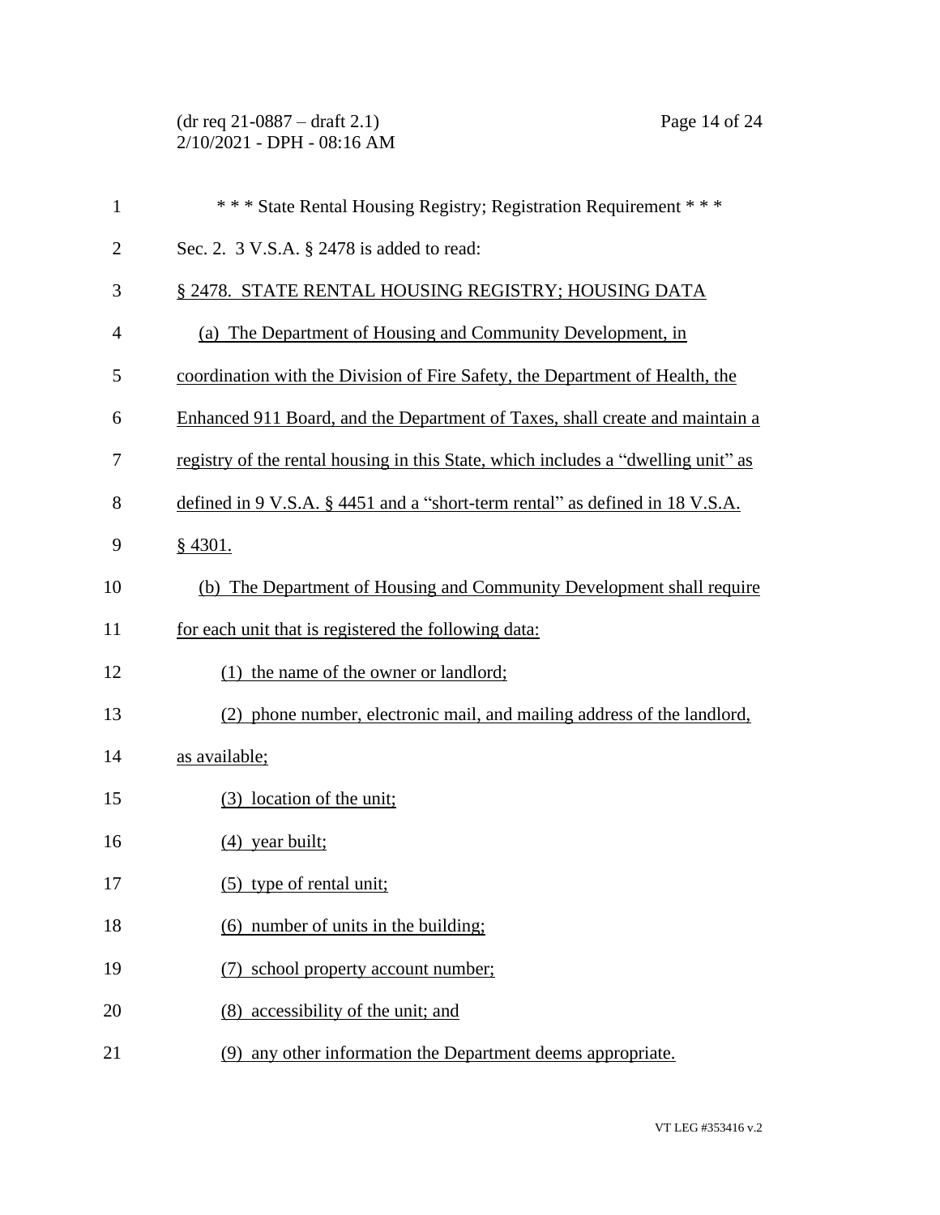\* \* \* State Rental Housing Registry; Registration Requirement \* \* \*

Sec. 2. 3 V.S.A. § 2478 is added to read:

§ 2478. STATE RENTAL HOUSING REGISTRY; HOUSING DATA

(a) The Department of Housing and Community Development, in coordination with the Division of Fire Safety, the Department of Health, the Enhanced 911 Board, and the Department of Taxes, shall create and maintain a registry of the rental housing in this State, which includes a "dwelling unit" as defined in 9 V.S.A. § 4451 and a "short-term rental" as defined in 18 V.S.A. § 4301.

(b) The Department of Housing and Community Development shall require for each unit that is registered the following data:

(1) the name of the owner or landlord;

(2) phone number, electronic mail, and mailing address of the landlord, as available;

(3) location of the unit;

(4) year built;

(5) type of rental unit;

(6) number of units in the building;

(7) school property account number;

(8) accessibility of the unit; and

(9) any other information the Department deems appropriate.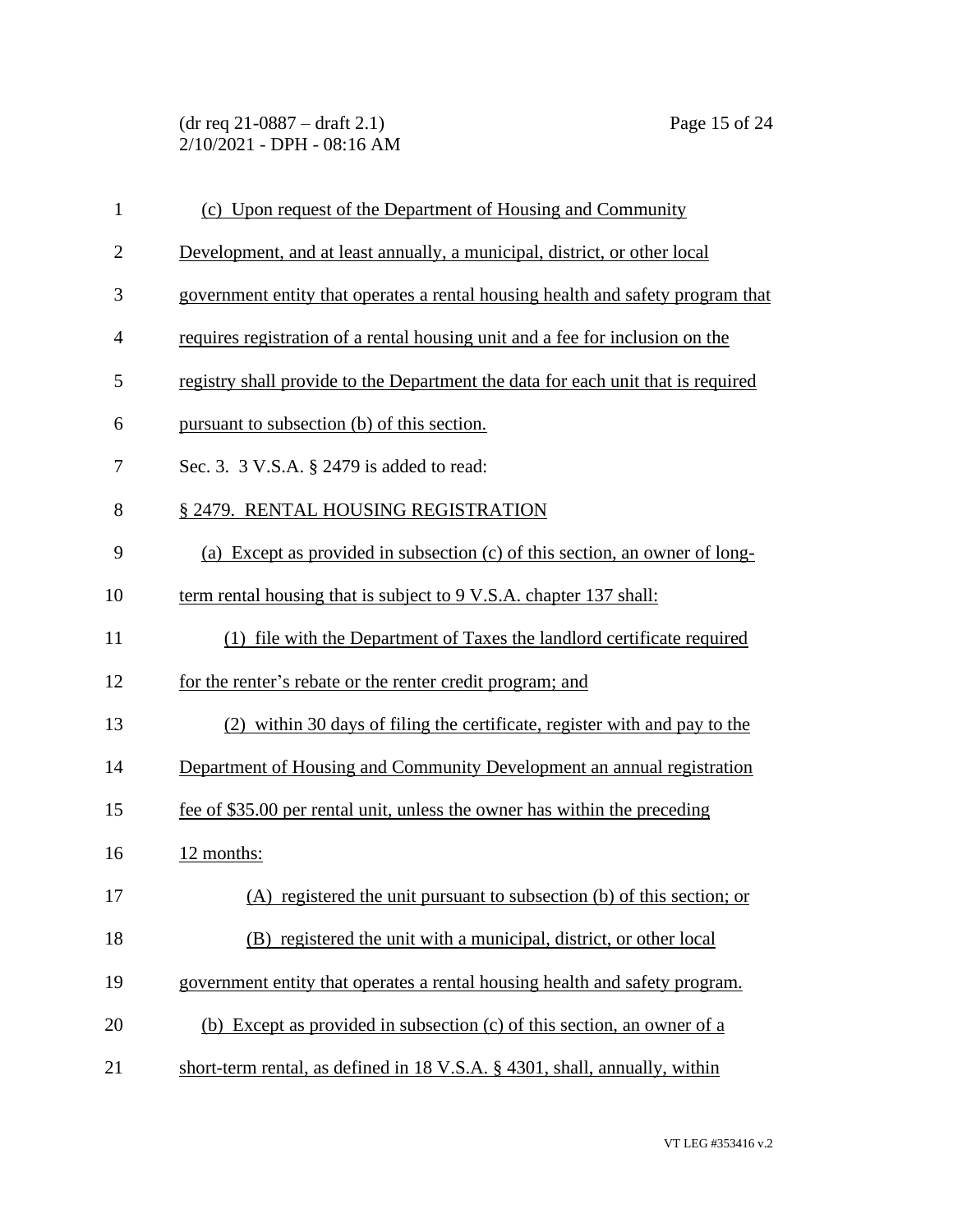(c) Upon request of the Department of Housing and Community Development, and at least annually, a municipal, district, or other local government entity that operates a rental housing health and safety program that requires registration of a rental housing unit and a fee for inclusion on the registry shall provide to the Department the data for each unit that is required pursuant to subsection (b) of this section.

Sec. 3. 3 V.S.A. § 2479 is added to read:

§ 2479. RENTAL HOUSING REGISTRATION

(a) Except as provided in subsection (c) of this section, an owner of long-term rental housing that is subject to 9 V.S.A. chapter 137 shall:

(1) file with the Department of Taxes the landlord certificate required for the renter's rebate or the renter credit program; and

(2) within 30 days of filing the certificate, register with and pay to the Department of Housing and Community Development an annual registration fee of $35.00 per rental unit, unless the owner has within the preceding 12 months:

(A) registered the unit pursuant to subsection (b) of this section; or

(B) registered the unit with a municipal, district, or other local government entity that operates a rental housing health and safety program.

(b) Except as provided in subsection (c) of this section, an owner of a short-term rental, as defined in 18 V.S.A. § 4301, shall, annually, within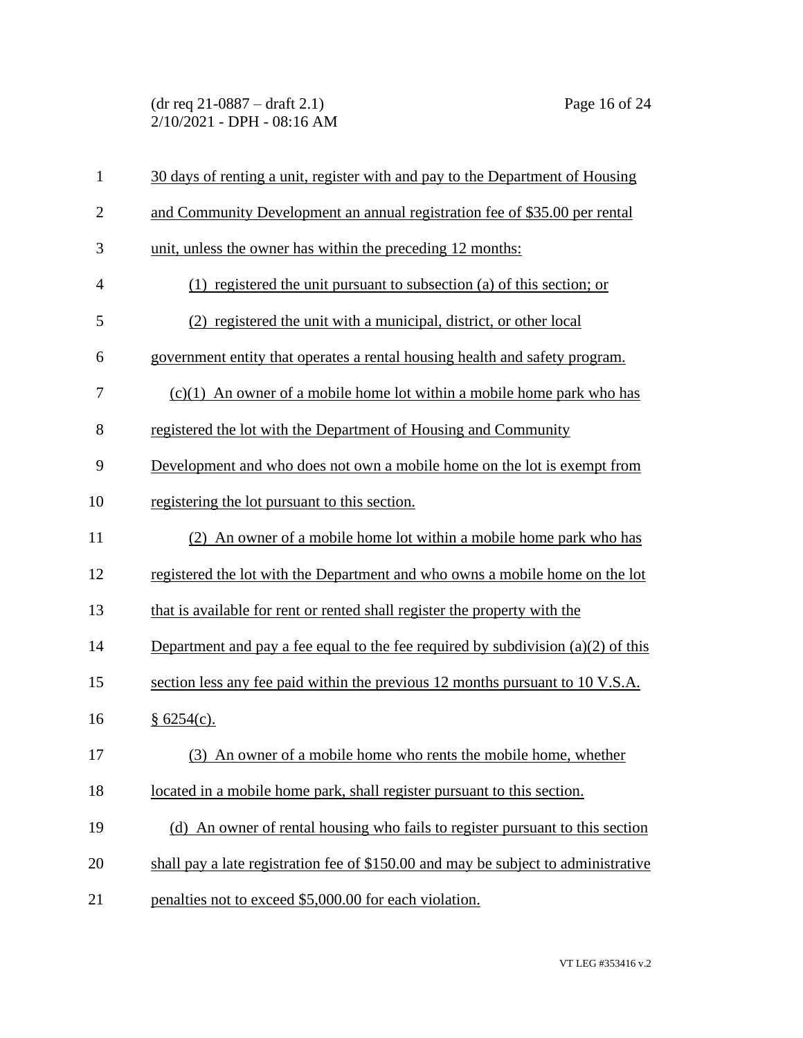30 days of renting a unit, register with and pay to the Department of Housing and Community Development an annual registration fee of $35.00 per rental unit, unless the owner has within the preceding 12 months:

(1) registered the unit pursuant to subsection (a) of this section; or

(2) registered the unit with a municipal, district, or other local government entity that operates a rental housing health and safety program.

(c)(1) An owner of a mobile home lot within a mobile home park who has registered the lot with the Department of Housing and Community Development and who does not own a mobile home on the lot is exempt from registering the lot pursuant to this section.

(2) An owner of a mobile home lot within a mobile home park who has registered the lot with the Department and who owns a mobile home on the lot that is available for rent or rented shall register the property with the Department and pay a fee equal to the fee required by subdivision (a)(2) of this section less any fee paid within the previous 12 months pursuant to 10 V.S.A. § 6254(c).

(3) An owner of a mobile home who rents the mobile home, whether located in a mobile home park, shall register pursuant to this section.

(d) An owner of rental housing who fails to register pursuant to this section shall pay a late registration fee of $150.00 and may be subject to administrative penalties not to exceed $5,000.00 for each violation.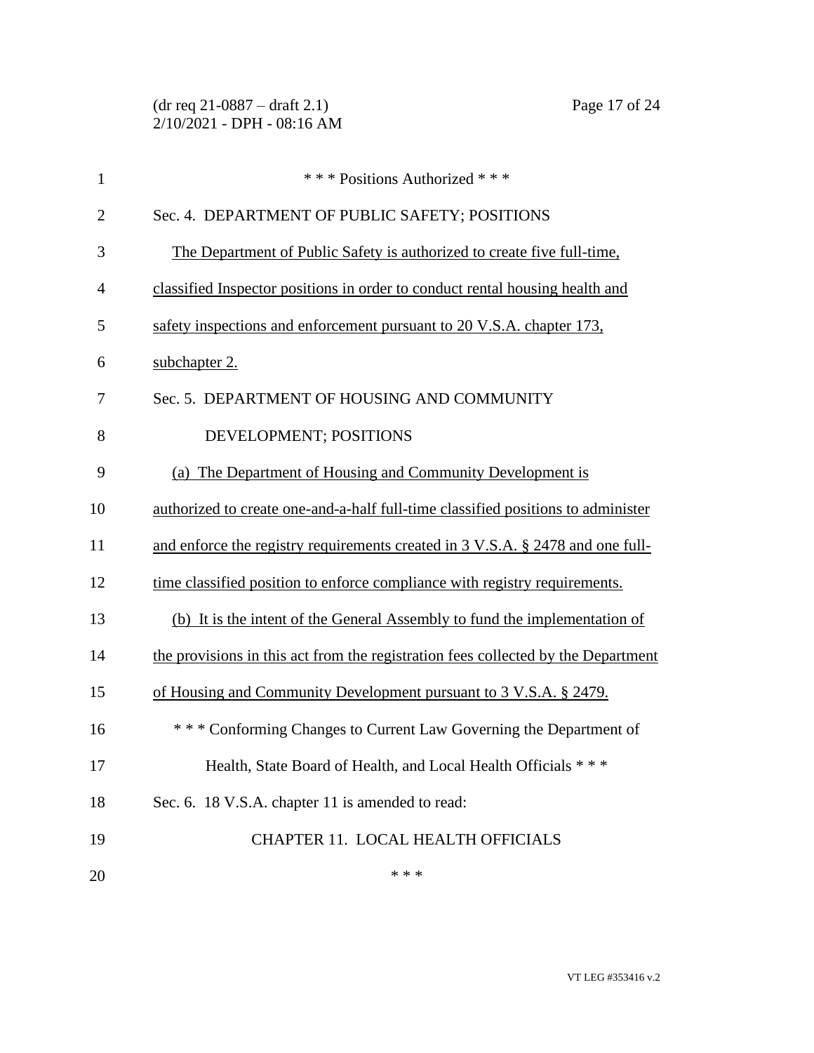\* \* \* Positions Authorized \* \* \*

Sec. 4. DEPARTMENT OF PUBLIC SAFETY; POSITIONS

The Department of Public Safety is authorized to create five full-time, classified Inspector positions in order to conduct rental housing health and safety inspections and enforcement pursuant to 20 V.S.A. chapter 173, subchapter 2.

Sec. 5. DEPARTMENT OF HOUSING AND COMMUNITY DEVELOPMENT; POSITIONS

(a) The Department of Housing and Community Development is authorized to create one-and-a-half full-time classified positions to administer and enforce the registry requirements created in 3 V.S.A. § 2478 and one full-time classified position to enforce compliance with registry requirements.

(b) It is the intent of the General Assembly to fund the implementation of the provisions in this act from the registration fees collected by the Department of Housing and Community Development pursuant to 3 V.S.A. § 2479.

\* \* \* Conforming Changes to Current Law Governing the Department of Health, State Board of Health, and Local Health Officials \* \* \*

Sec. 6. 18 V.S.A. chapter 11 is amended to read:

CHAPTER 11. LOCAL HEALTH OFFICIALS

\* \* \*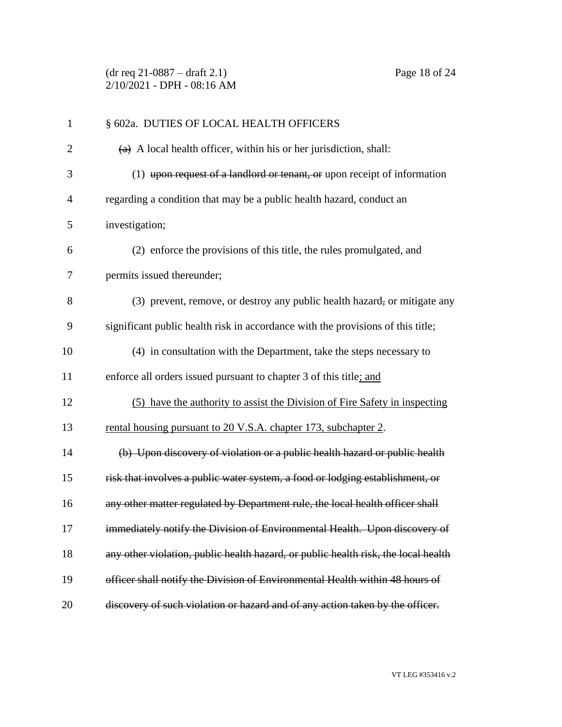§ 602a. DUTIES OF LOCAL HEALTH OFFICERS

~~(a)~~ A local health officer, within his or her jurisdiction, shall:

(1) ~~upon request of a landlord or tenant, or~~ upon receipt of information regarding a condition that may be a public health hazard, conduct an investigation;

(2) enforce the provisions of this title, the rules promulgated, and permits issued thereunder;

(3) prevent, remove, or destroy any public health hazard~~,~~ or mitigate any significant public health risk in accordance with the provisions of this title;

(4) in consultation with the Department, take the steps necessary to enforce all orders issued pursuant to chapter 3 of this title<u>; and</u>

<u>(5) have the authority to assist the Division of Fire Safety in inspecting rental housing pursuant to 20 V.S.A. chapter 173, subchapter 2</u>.

~~(b) Upon discovery of violation or a public health hazard or public health risk that involves a public water system, a food or lodging establishment, or any other matter regulated by Department rule, the local health officer shall immediately notify the Division of Environmental Health. Upon discovery of any other violation, public health hazard, or public health risk, the local health officer shall notify the Division of Environmental Health within 48 hours of discovery of such violation or hazard and of any action taken by the officer.~~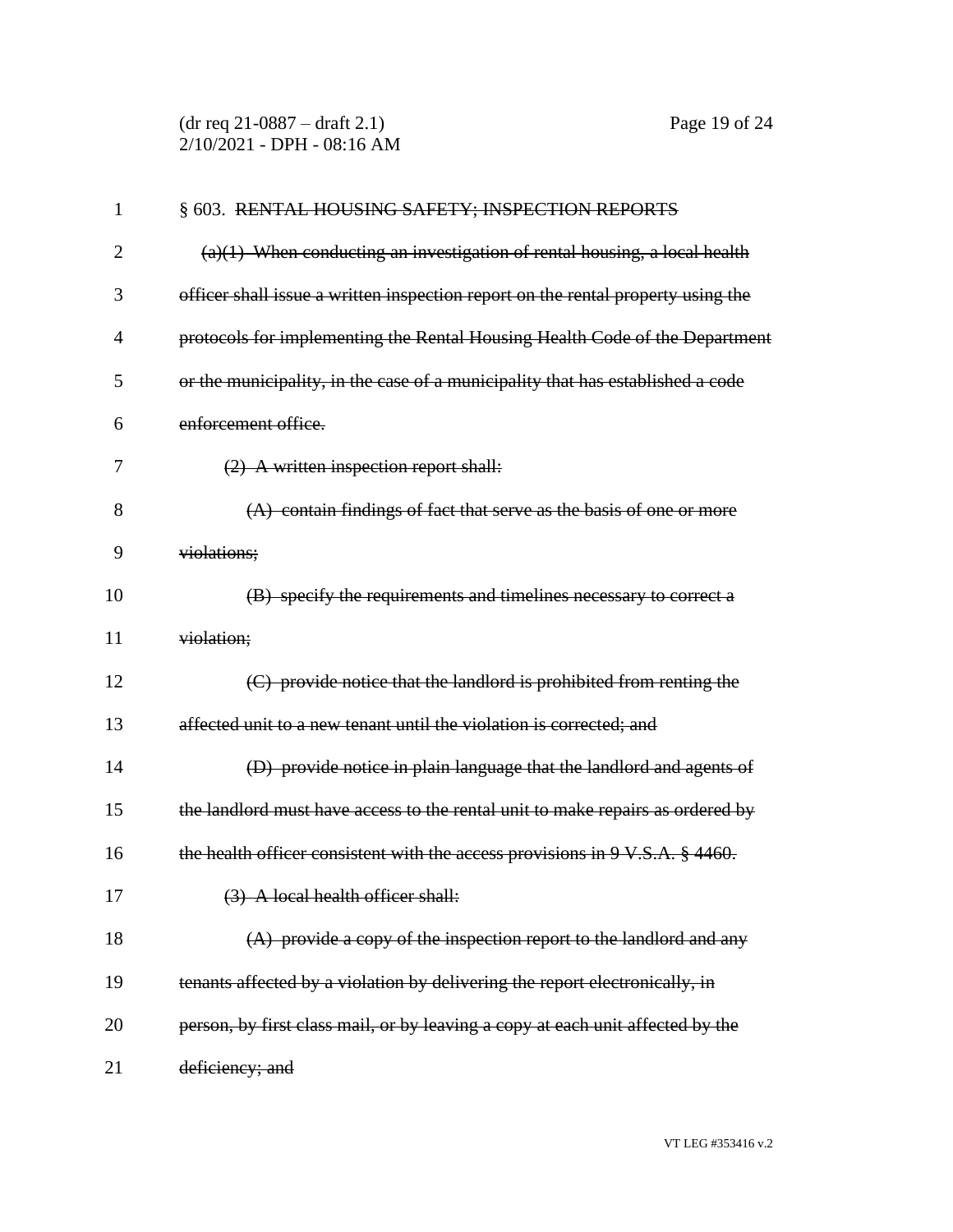§ 603. ~~RENTAL HOUSING SAFETY; INSPECTION REPORTS~~

~~(a)(1) When conducting an investigation of rental housing, a local health officer shall issue a written inspection report on the rental property using the protocols for implementing the Rental Housing Health Code of the Department or the municipality, in the case of a municipality that has established a code enforcement office.~~

~~(2) A written inspection report shall:~~

~~(A) contain findings of fact that serve as the basis of one or more violations;~~

~~(B) specify the requirements and timelines necessary to correct a violation;~~

~~(C) provide notice that the landlord is prohibited from renting the affected unit to a new tenant until the violation is corrected; and~~

~~(D) provide notice in plain language that the landlord and agents of the landlord must have access to the rental unit to make repairs as ordered by the health officer consistent with the access provisions in 9 V.S.A. § 4460.~~

~~(3) A local health officer shall:~~

~~(A) provide a copy of the inspection report to the landlord and any tenants affected by a violation by delivering the report electronically, in person, by first class mail, or by leaving a copy at each unit affected by the deficiency; and~~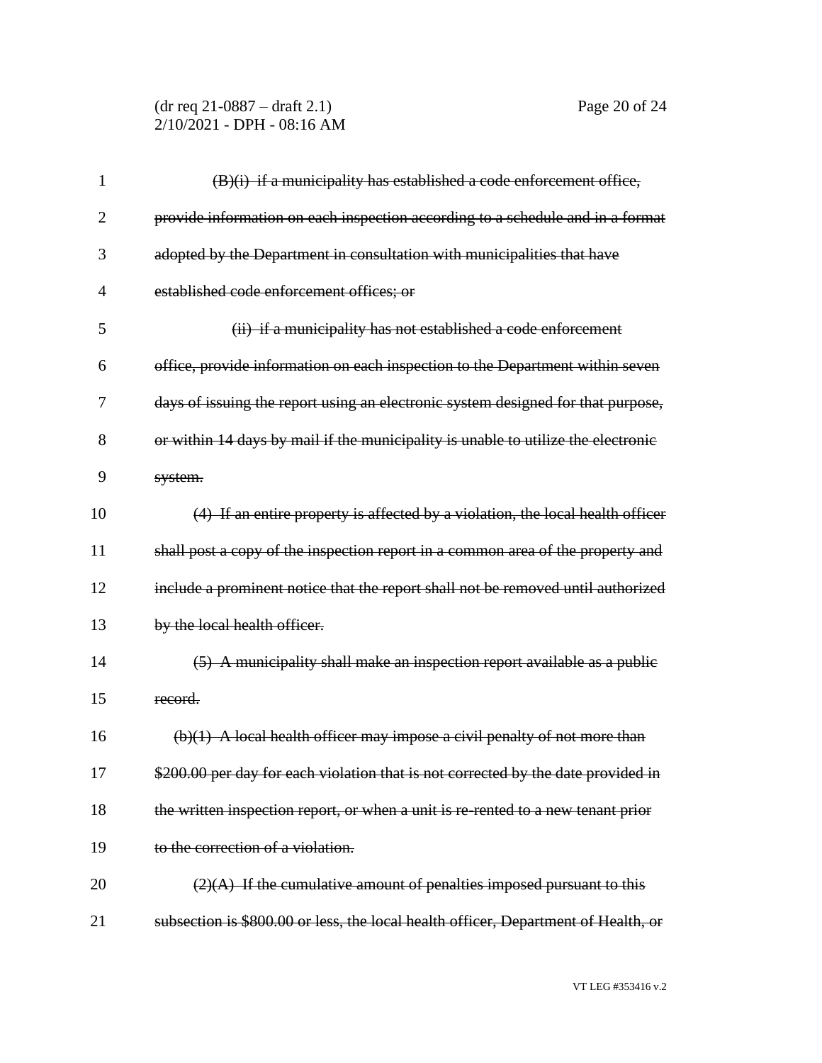~~(B)(i) if a municipality has established a code enforcement office, provide information on each inspection according to a schedule and in a format adopted by the Department in consultation with municipalities that have established code enforcement offices; or~~

~~(ii) if a municipality has not established a code enforcement office, provide information on each inspection to the Department within seven days of issuing the report using an electronic system designed for that purpose, or within 14 days by mail if the municipality is unable to utilize the electronic system.~~

~~(4) If an entire property is affected by a violation, the local health officer shall post a copy of the inspection report in a common area of the property and include a prominent notice that the report shall not be removed until authorized by the local health officer.~~

~~(5) A municipality shall make an inspection report available as a public record.~~

~~(b)(1) A local health officer may impose a civil penalty of not more than $200.00 per day for each violation that is not corrected by the date provided in the written inspection report, or when a unit is re-rented to a new tenant prior to the correction of a violation.~~

~~(2)(A) If the cumulative amount of penalties imposed pursuant to this subsection is $800.00 or less, the local health officer, Department of Health, or~~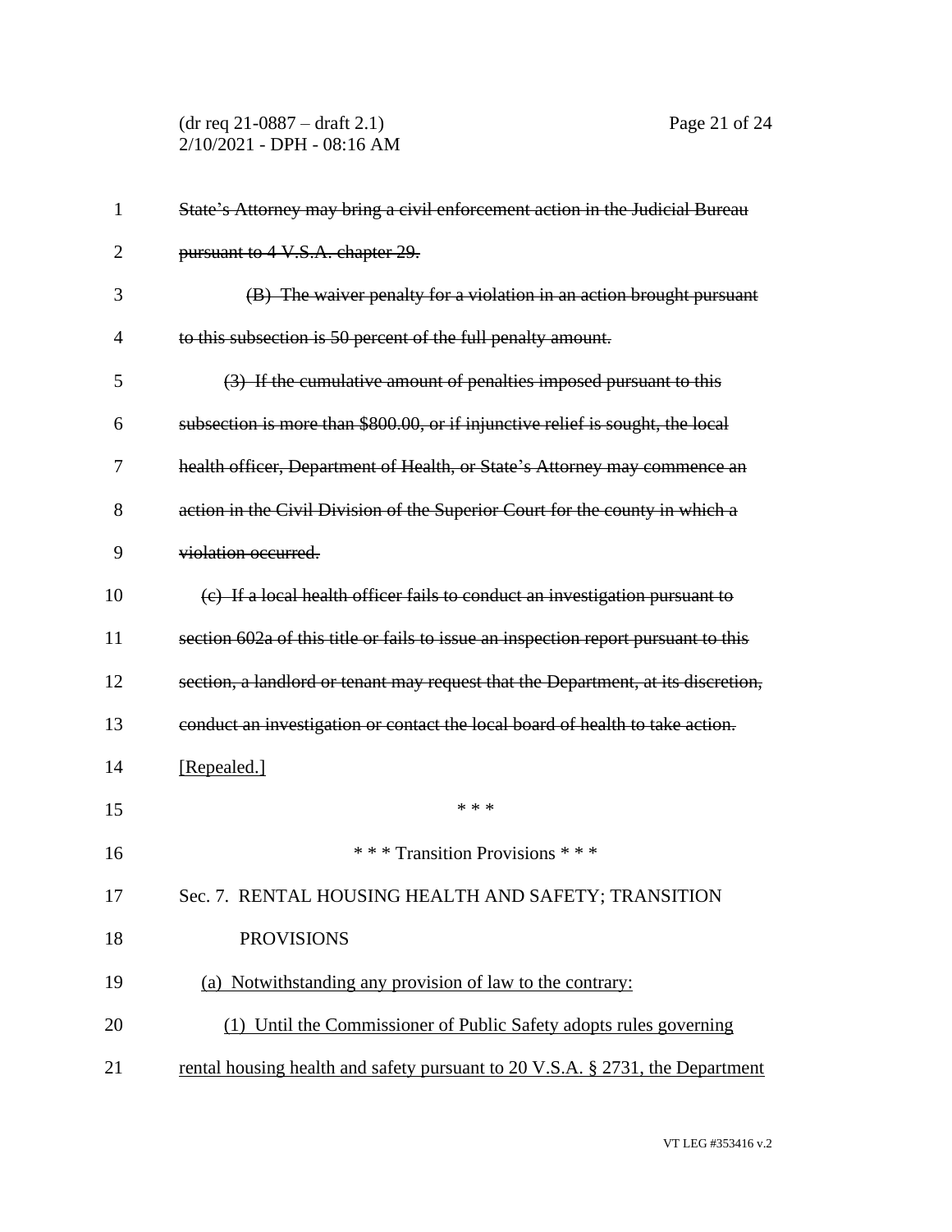~~State's Attorney may bring a civil enforcement action in the Judicial Bureau pursuant to 4 V.S.A. chapter 29.~~

~~(B) The waiver penalty for a violation in an action brought pursuant to this subsection is 50 percent of the full penalty amount.~~

~~(3) If the cumulative amount of penalties imposed pursuant to this subsection is more than $800.00, or if injunctive relief is sought, the local health officer, Department of Health, or State's Attorney may commence an action in the Civil Division of the Superior Court for the county in which a violation occurred.~~

~~(c) If a local health officer fails to conduct an investigation pursuant to section 602a of this title or fails to issue an inspection report pursuant to this section, a landlord or tenant may request that the Department, at its discretion, conduct an investigation or contact the local board of health to take action.~~ <u>[Repealed.]</u>

\* \* \*

\* \* \* Transition Provisions \* \* \*

Sec. 7. RENTAL HOUSING HEALTH AND SAFETY; TRANSITION PROVISIONS

<u>(a) Notwithstanding any provision of law to the contrary:</u>

<u>(1) Until the Commissioner of Public Safety adopts rules governing rental housing health and safety pursuant to 20 V.S.A. § 2731, the Department</u>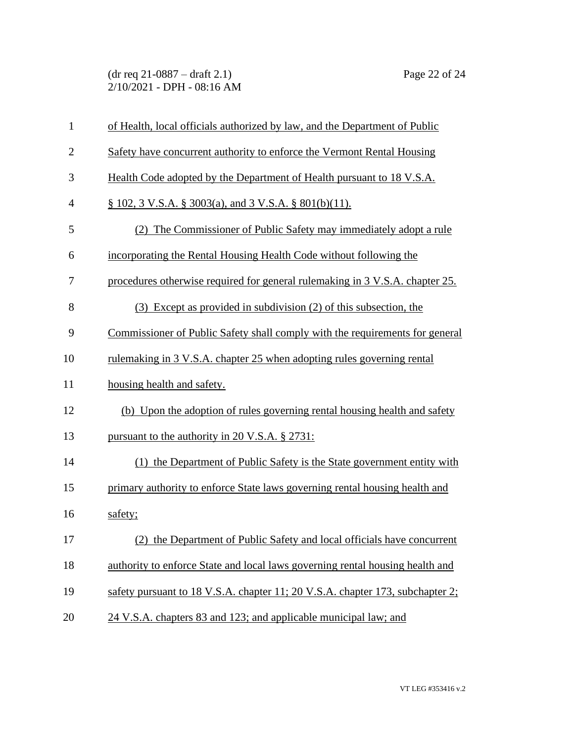of Health, local officials authorized by law, and the Department of Public Safety have concurrent authority to enforce the Vermont Rental Housing Health Code adopted by the Department of Health pursuant to 18 V.S.A. § 102, 3 V.S.A. § 3003(a), and 3 V.S.A. § 801(b)(11).

(2) The Commissioner of Public Safety may immediately adopt a rule incorporating the Rental Housing Health Code without following the procedures otherwise required for general rulemaking in 3 V.S.A. chapter 25.

(3) Except as provided in subdivision (2) of this subsection, the Commissioner of Public Safety shall comply with the requirements for general rulemaking in 3 V.S.A. chapter 25 when adopting rules governing rental housing health and safety.

(b) Upon the adoption of rules governing rental housing health and safety pursuant to the authority in 20 V.S.A. § 2731:

(1) the Department of Public Safety is the State government entity with primary authority to enforce State laws governing rental housing health and safety;

(2) the Department of Public Safety and local officials have concurrent authority to enforce State and local laws governing rental housing health and safety pursuant to 18 V.S.A. chapter 11; 20 V.S.A. chapter 173, subchapter 2; 24 V.S.A. chapters 83 and 123; and applicable municipal law; and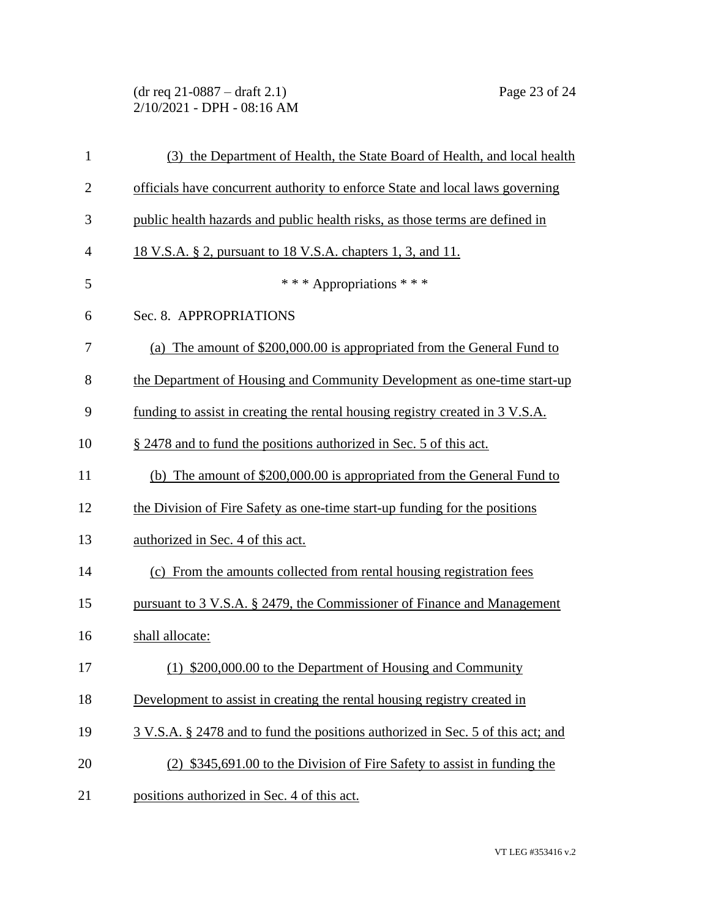(3) the Department of Health, the State Board of Health, and local health officials have concurrent authority to enforce State and local laws governing public health hazards and public health risks, as those terms are defined in 18 V.S.A. § 2, pursuant to 18 V.S.A. chapters 1, 3, and 11.

\* \* \* Appropriations \* \* \*

Sec. 8. APPROPRIATIONS

(a) The amount of $200,000.00 is appropriated from the General Fund to the Department of Housing and Community Development as one-time start-up funding to assist in creating the rental housing registry created in 3 V.S.A. § 2478 and to fund the positions authorized in Sec. 5 of this act.

(b) The amount of $200,000.00 is appropriated from the General Fund to the Division of Fire Safety as one-time start-up funding for the positions authorized in Sec. 4 of this act.

(c) From the amounts collected from rental housing registration fees pursuant to 3 V.S.A. § 2479, the Commissioner of Finance and Management shall allocate:

(1) $200,000.00 to the Department of Housing and Community Development to assist in creating the rental housing registry created in 3 V.S.A. § 2478 and to fund the positions authorized in Sec. 5 of this act; and

(2) $345,691.00 to the Division of Fire Safety to assist in funding the positions authorized in Sec. 4 of this act.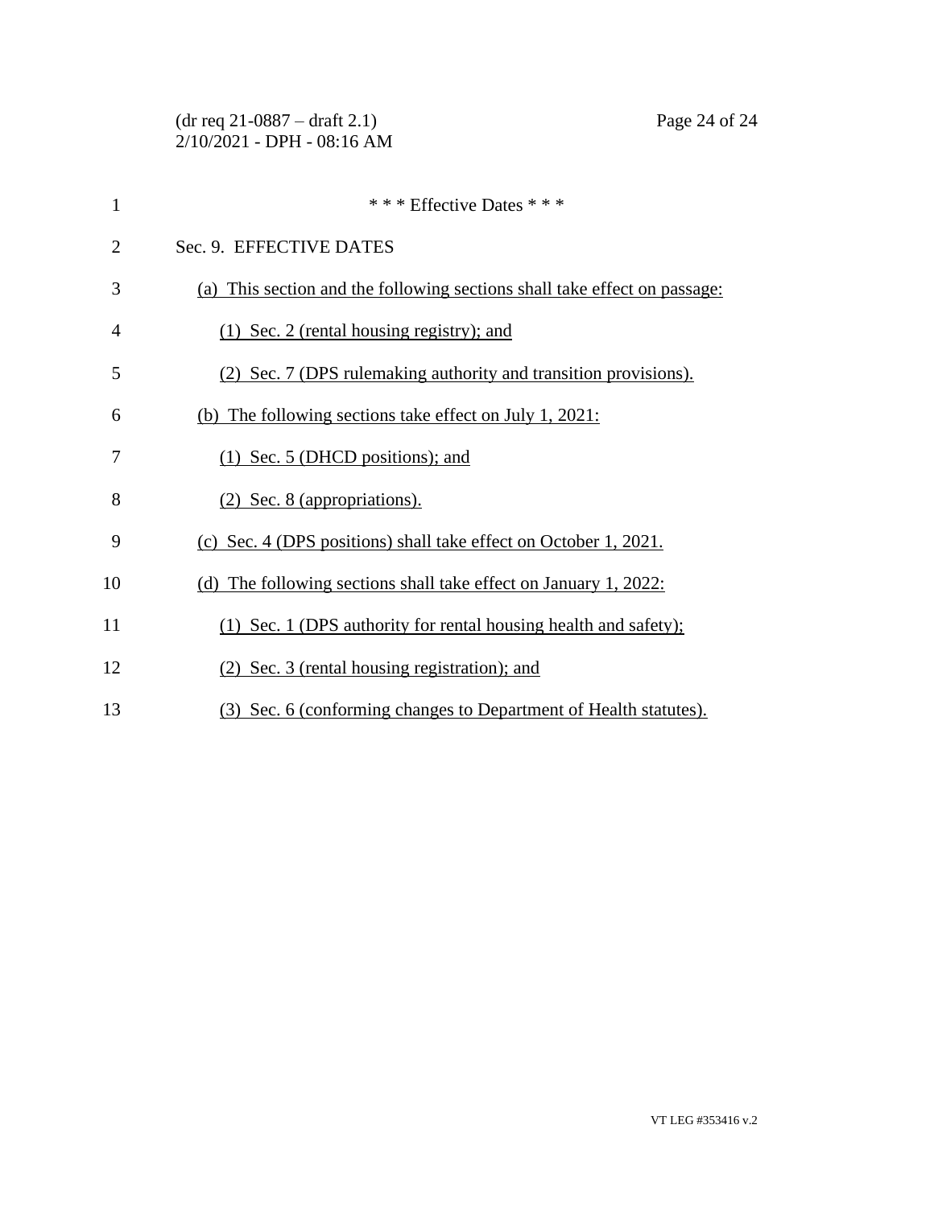\* \* \* Effective Dates \* \* \*

Sec. 9. EFFECTIVE DATES

(a) This section and the following sections shall take effect on passage:

(1) Sec. 2 (rental housing registry); and

(2) Sec. 7 (DPS rulemaking authority and transition provisions).

(b) The following sections take effect on July 1, 2021:

(1) Sec. 5 (DHCD positions); and

(2) Sec. 8 (appropriations).

(c) Sec. 4 (DPS positions) shall take effect on October 1, 2021.

(d) The following sections shall take effect on January 1, 2022:

(1) Sec. 1 (DPS authority for rental housing health and safety);

(2) Sec. 3 (rental housing registration); and

(3) Sec. 6 (conforming changes to Department of Health statutes).